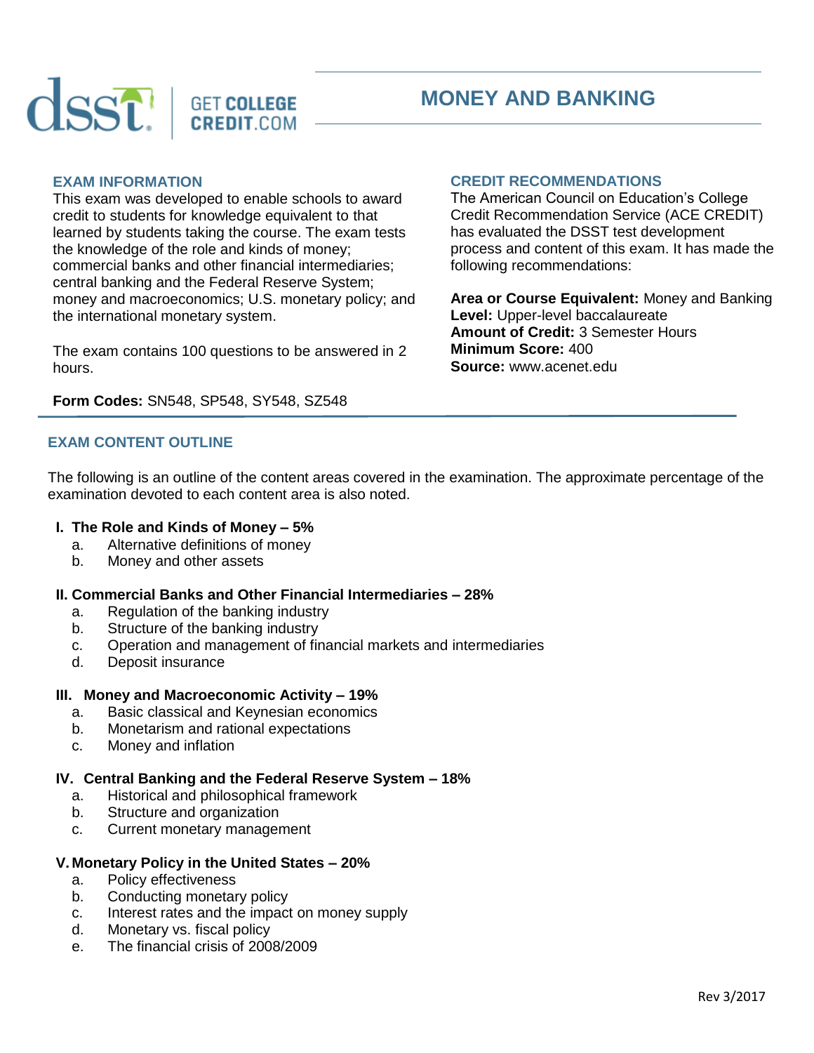# MONEY AND BANKING

## EXAM INFORMATION

This exam was developed to enable schools to award credit to students for knowledge equivalent to that learned by students taking the course. The exam tests the knowledge of the role and kinds of money; commercial banks and other financial intermediaries; central banking and the Federal Reserve System; money and macroeconomics; U.S. monetary policy; and the international monetary system.

The exam contains 100 questions to be answered in 2 hours.

**Form Codes:** SN548, SP548, SY548, SZ548

## CREDIT RECOMMENDATIONS

The American Council on Education's College Credit Recommendation Service (ACE CREDIT) has evaluated the DSST test development process and content of this exam. It has made the following recommendations:

**Area or Course Equivalent:** Money and Banking
**Level:** Upper-level baccalaureate
**Amount of Credit:** 3 Semester Hours
**Minimum Score:** 400
**Source:** www.acenet.edu

## EXAM CONTENT OUTLINE

The following is an outline of the content areas covered in the examination. The approximate percentage of the examination devoted to each content area is also noted.

**I. The Role and Kinds of Money – 5%**
- a. Alternative definitions of money
- b. Money and other assets

**II. Commercial Banks and Other Financial Intermediaries – 28%**
- a. Regulation of the banking industry
- b. Structure of the banking industry
- c. Operation and management of financial markets and intermediaries
- d. Deposit insurance

**III. Money and Macroeconomic Activity – 19%**
- a. Basic classical and Keynesian economics
- b. Monetarism and rational expectations
- c. Money and inflation

**IV. Central Banking and the Federal Reserve System – 18%**
- a. Historical and philosophical framework
- b. Structure and organization
- c. Current monetary management

**V. Monetary Policy in the United States – 20%**
- a. Policy effectiveness
- b. Conducting monetary policy
- c. Interest rates and the impact on money supply
- d. Monetary vs. fiscal policy
- e. The financial crisis of 2008/2009

Rev 3/2017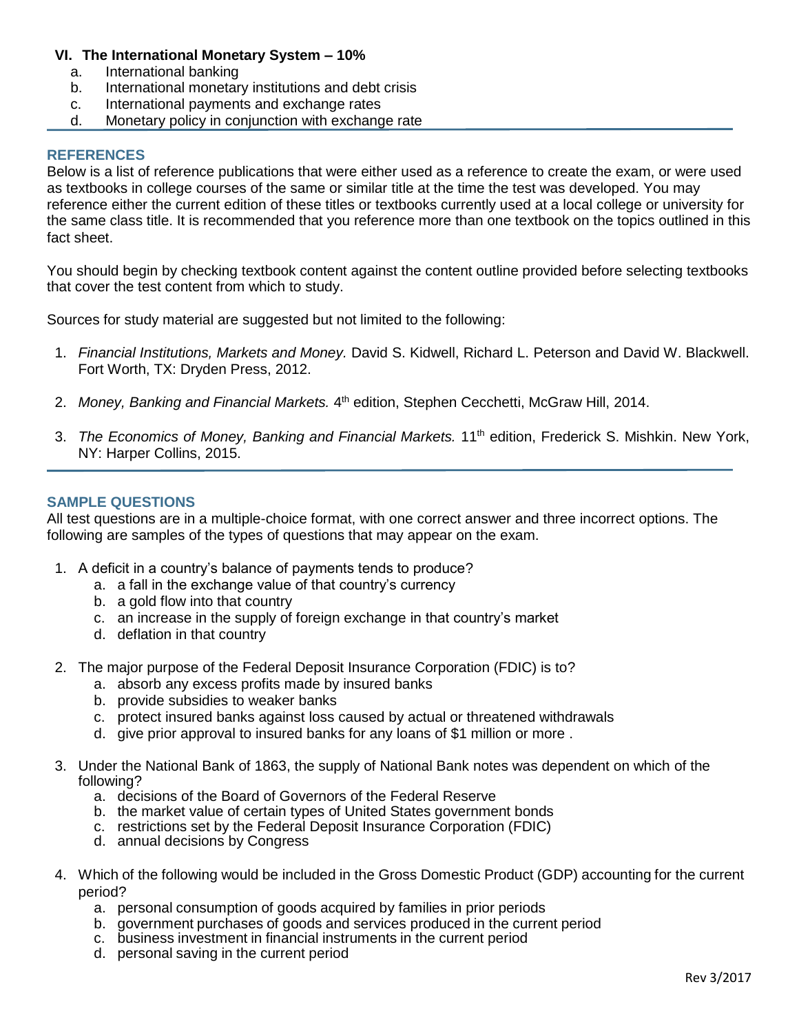**VI. The International Monetary System – 10%**

a. International banking
b. International monetary institutions and debt crisis
c. International payments and exchange rates
d. Monetary policy in conjunction with exchange rate

## REFERENCES

Below is a list of reference publications that were either used as a reference to create the exam, or were used as textbooks in college courses of the same or similar title at the time the test was developed. You may reference either the current edition of these titles or textbooks currently used at a local college or university for the same class title. It is recommended that you reference more than one textbook on the topics outlined in this fact sheet.

You should begin by checking textbook content against the content outline provided before selecting textbooks that cover the test content from which to study.

Sources for study material are suggested but not limited to the following:

1. *Financial Institutions, Markets and Money.* David S. Kidwell, Richard L. Peterson and David W. Blackwell. Fort Worth, TX: Dryden Press, 2012.
2. *Money, Banking and Financial Markets.* 4th edition, Stephen Cecchetti, McGraw Hill, 2014.
3. *The Economics of Money, Banking and Financial Markets.* 11th edition, Frederick S. Mishkin. New York, NY: Harper Collins, 2015.

## SAMPLE QUESTIONS

All test questions are in a multiple-choice format, with one correct answer and three incorrect options. The following are samples of the types of questions that may appear on the exam.

1. A deficit in a country's balance of payments tends to produce?
   a. a fall in the exchange value of that country's currency
   b. a gold flow into that country
   c. an increase in the supply of foreign exchange in that country's market
   d. deflation in that country

2. The major purpose of the Federal Deposit Insurance Corporation (FDIC) is to?
   a. absorb any excess profits made by insured banks
   b. provide subsidies to weaker banks
   c. protect insured banks against loss caused by actual or threatened withdrawals
   d. give prior approval to insured banks for any loans of $1 million or more .

3. Under the National Bank of 1863, the supply of National Bank notes was dependent on which of the following?
   a. decisions of the Board of Governors of the Federal Reserve
   b. the market value of certain types of United States government bonds
   c. restrictions set by the Federal Deposit Insurance Corporation (FDIC)
   d. annual decisions by Congress

4. Which of the following would be included in the Gross Domestic Product (GDP) accounting for the current period?
   a. personal consumption of goods acquired by families in prior periods
   b. government purchases of goods and services produced in the current period
   c. business investment in financial instruments in the current period
   d. personal saving in the current period

Rev 3/2017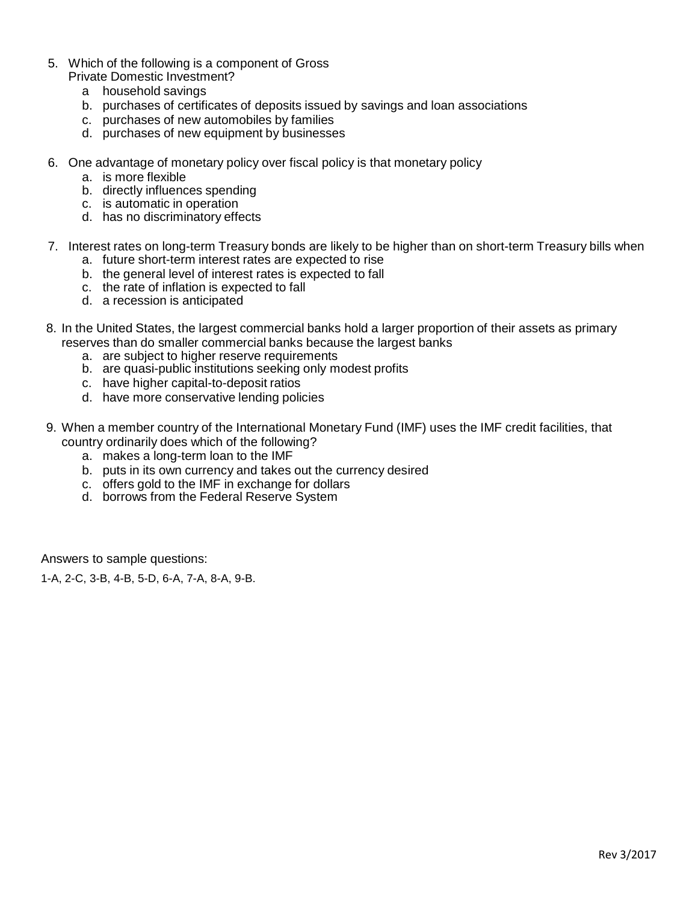5. Which of the following is a component of Gross Private Domestic Investment?
    a household savings
    b. purchases of certificates of deposits issued by savings and loan associations
    c. purchases of new automobiles by families
    d. purchases of new equipment by businesses

6. One advantage of monetary policy over fiscal policy is that monetary policy
    a. is more flexible
    b. directly influences spending
    c. is automatic in operation
    d. has no discriminatory effects

7. Interest rates on long-term Treasury bonds are likely to be higher than on short-term Treasury bills when
    a. future short-term interest rates are expected to rise
    b. the general level of interest rates is expected to fall
    c. the rate of inflation is expected to fall
    d. a recession is anticipated

8. In the United States, the largest commercial banks hold a larger proportion of their assets as primary reserves than do smaller commercial banks because the largest banks
    a. are subject to higher reserve requirements
    b. are quasi-public institutions seeking only modest profits
    c. have higher capital-to-deposit ratios
    d. have more conservative lending policies

9. When a member country of the International Monetary Fund (IMF) uses the IMF credit facilities, that country ordinarily does which of the following?
    a. makes a long-term loan to the IMF
    b. puts in its own currency and takes out the currency desired
    c. offers gold to the IMF in exchange for dollars
    d. borrows from the Federal Reserve System

Answers to sample questions:

1-A, 2-C, 3-B, 4-B, 5-D, 6-A, 7-A, 8-A, 9-B.

Rev 3/2017